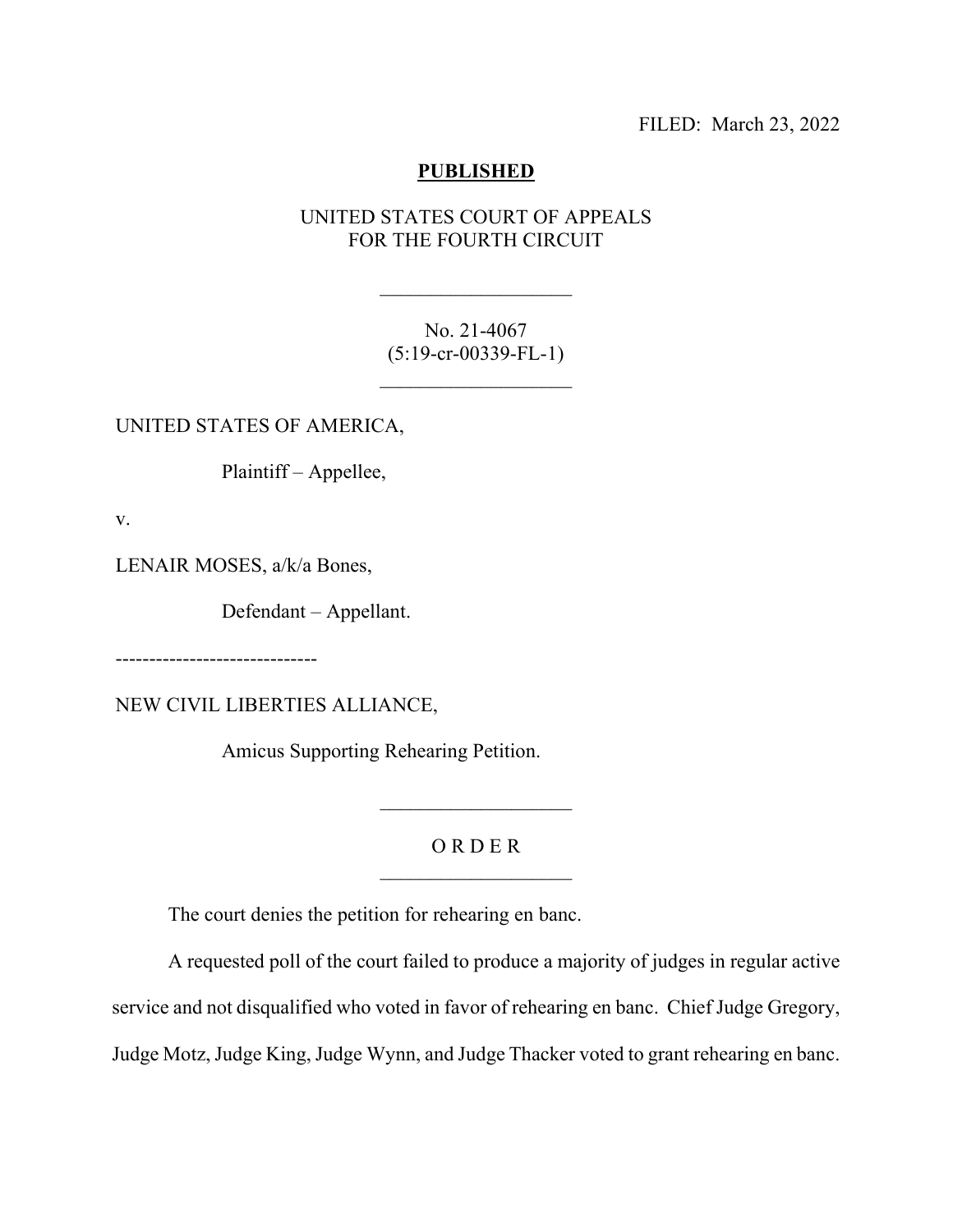FILED: March 23, 2022

**PUBLISHED**

UNITED STATES COURT OF APPEALS
FOR THE FOURTH CIRCUIT

___________________

No. 21-4067
(5:19-cr-00339-FL-1)

___________________

UNITED STATES OF AMERICA,

Plaintiff – Appellee,

v.

LENAIR MOSES, a/k/a Bones,

Defendant – Appellant.

------------------------------

NEW CIVIL LIBERTIES ALLIANCE,

Amicus Supporting Rehearing Petition.

___________________

O R D E R

___________________

The court denies the petition for rehearing en banc.

A requested poll of the court failed to produce a majority of judges in regular active service and not disqualified who voted in favor of rehearing en banc. Chief Judge Gregory, Judge Motz, Judge King, Judge Wynn, and Judge Thacker voted to grant rehearing en banc.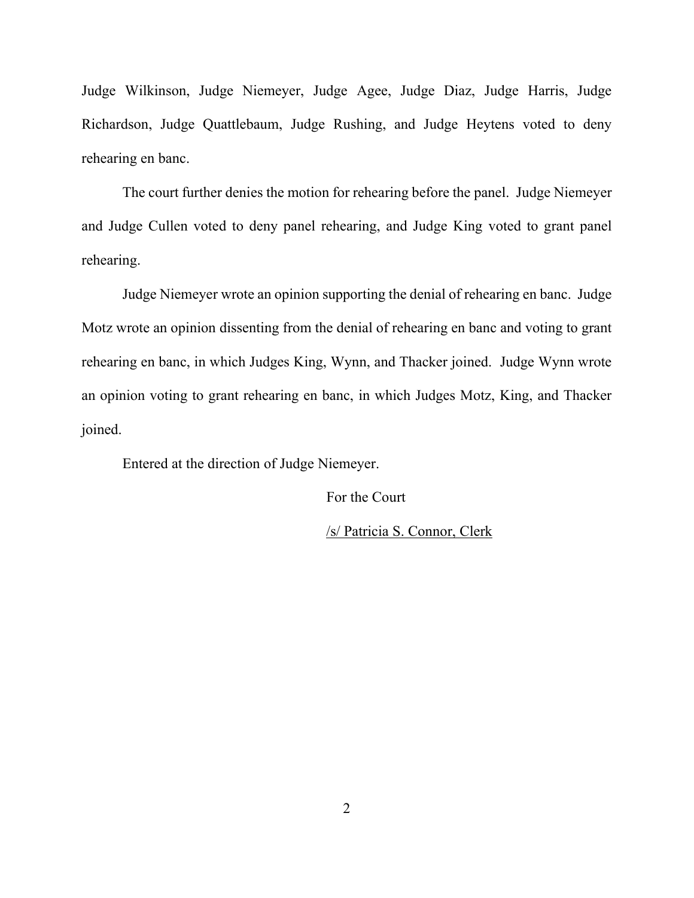Judge Wilkinson, Judge Niemeyer, Judge Agee, Judge Diaz, Judge Harris, Judge Richardson, Judge Quattlebaum, Judge Rushing, and Judge Heytens voted to deny rehearing en banc.

The court further denies the motion for rehearing before the panel. Judge Niemeyer and Judge Cullen voted to deny panel rehearing, and Judge King voted to grant panel rehearing.

Judge Niemeyer wrote an opinion supporting the denial of rehearing en banc. Judge Motz wrote an opinion dissenting from the denial of rehearing en banc and voting to grant rehearing en banc, in which Judges King, Wynn, and Thacker joined. Judge Wynn wrote an opinion voting to grant rehearing en banc, in which Judges Motz, King, and Thacker joined.

Entered at the direction of Judge Niemeyer.

For the Court

/s/ Patricia S. Connor, Clerk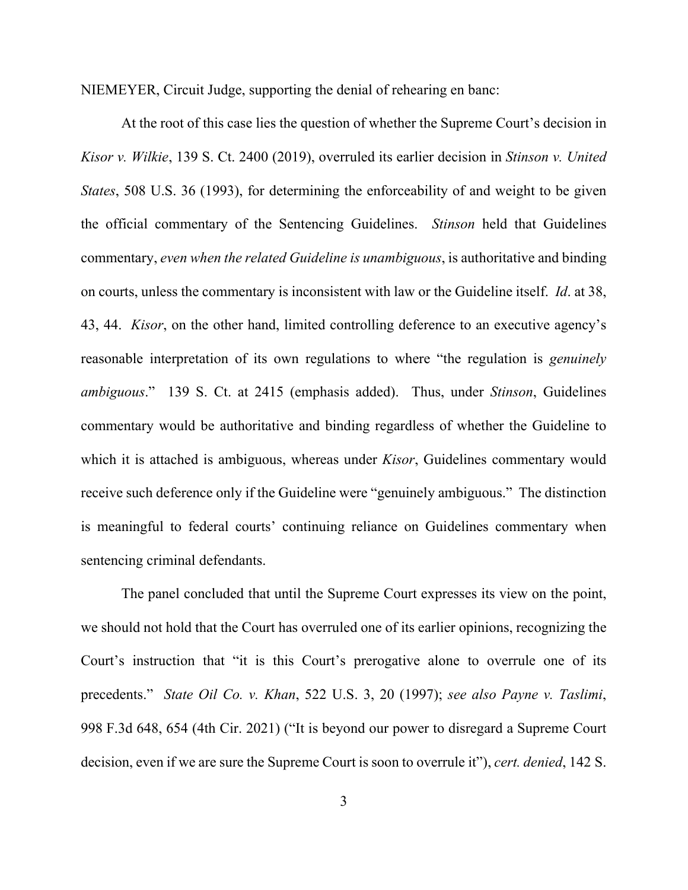NIEMEYER, Circuit Judge, supporting the denial of rehearing en banc:

At the root of this case lies the question of whether the Supreme Court's decision in *Kisor v. Wilkie*, 139 S. Ct. 2400 (2019), overruled its earlier decision in *Stinson v. United States*, 508 U.S. 36 (1993), for determining the enforceability of and weight to be given the official commentary of the Sentencing Guidelines. *Stinson* held that Guidelines commentary, *even when the related Guideline is unambiguous*, is authoritative and binding on courts, unless the commentary is inconsistent with law or the Guideline itself. *Id*. at 38, 43, 44. *Kisor*, on the other hand, limited controlling deference to an executive agency's reasonable interpretation of its own regulations to where "the regulation is *genuinely ambiguous*." 139 S. Ct. at 2415 (emphasis added). Thus, under *Stinson*, Guidelines commentary would be authoritative and binding regardless of whether the Guideline to which it is attached is ambiguous, whereas under *Kisor*, Guidelines commentary would receive such deference only if the Guideline were "genuinely ambiguous." The distinction is meaningful to federal courts' continuing reliance on Guidelines commentary when sentencing criminal defendants.

The panel concluded that until the Supreme Court expresses its view on the point, we should not hold that the Court has overruled one of its earlier opinions, recognizing the Court's instruction that "it is this Court's prerogative alone to overrule one of its precedents." *State Oil Co. v. Khan*, 522 U.S. 3, 20 (1997); *see also Payne v. Taslimi*, 998 F.3d 648, 654 (4th Cir. 2021) ("It is beyond our power to disregard a Supreme Court decision, even if we are sure the Supreme Court is soon to overrule it"), *cert. denied*, 142 S.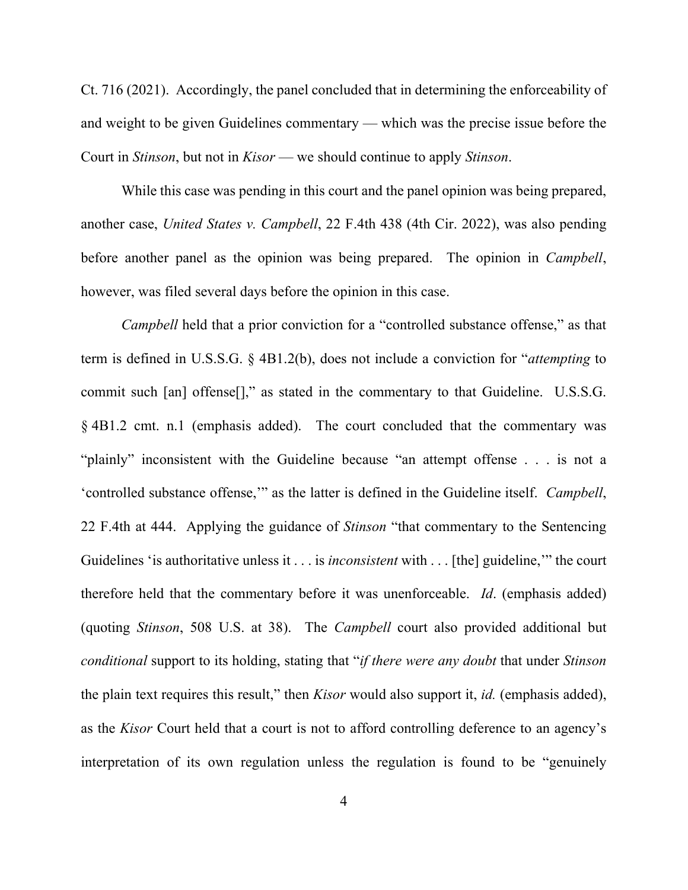Ct. 716 (2021). Accordingly, the panel concluded that in determining the enforceability of and weight to be given Guidelines commentary — which was the precise issue before the Court in *Stinson*, but not in *Kisor* — we should continue to apply *Stinson*.

While this case was pending in this court and the panel opinion was being prepared, another case, *United States v. Campbell*, 22 F.4th 438 (4th Cir. 2022), was also pending before another panel as the opinion was being prepared. The opinion in *Campbell*, however, was filed several days before the opinion in this case.

*Campbell* held that a prior conviction for a "controlled substance offense," as that term is defined in U.S.S.G. § 4B1.2(b), does not include a conviction for "*attempting* to commit such [an] offense[]," as stated in the commentary to that Guideline. U.S.S.G. § 4B1.2 cmt. n.1 (emphasis added). The court concluded that the commentary was "plainly" inconsistent with the Guideline because "an attempt offense . . . is not a 'controlled substance offense,'" as the latter is defined in the Guideline itself. *Campbell*, 22 F.4th at 444. Applying the guidance of *Stinson* "that commentary to the Sentencing Guidelines 'is authoritative unless it . . . is *inconsistent* with . . . [the] guideline,'" the court therefore held that the commentary before it was unenforceable. *Id*. (emphasis added) (quoting *Stinson*, 508 U.S. at 38). The *Campbell* court also provided additional but *conditional* support to its holding, stating that "*if there were any doubt* that under *Stinson* the plain text requires this result," then *Kisor* would also support it, *id.* (emphasis added), as the *Kisor* Court held that a court is not to afford controlling deference to an agency's interpretation of its own regulation unless the regulation is found to be "genuinely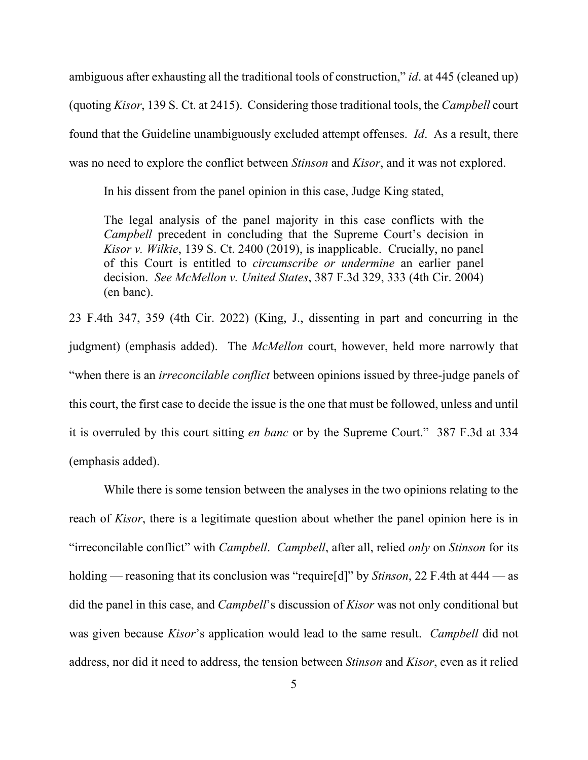ambiguous after exhausting all the traditional tools of construction," *id*. at 445 (cleaned up) (quoting *Kisor*, 139 S. Ct. at 2415). Considering those traditional tools, the *Campbell* court found that the Guideline unambiguously excluded attempt offenses. *Id*. As a result, there was no need to explore the conflict between *Stinson* and *Kisor*, and it was not explored.

In his dissent from the panel opinion in this case, Judge King stated,

> The legal analysis of the panel majority in this case conflicts with the *Campbell* precedent in concluding that the Supreme Court's decision in *Kisor v. Wilkie*, 139 S. Ct. 2400 (2019), is inapplicable. Crucially, no panel of this Court is entitled to *circumscribe or undermine* an earlier panel decision. *See McMellon v. United States*, 387 F.3d 329, 333 (4th Cir. 2004) (en banc).

23 F.4th 347, 359 (4th Cir. 2022) (King, J., dissenting in part and concurring in the judgment) (emphasis added). The *McMellon* court, however, held more narrowly that "when there is an *irreconcilable conflict* between opinions issued by three-judge panels of this court, the first case to decide the issue is the one that must be followed, unless and until it is overruled by this court sitting *en banc* or by the Supreme Court." 387 F.3d at 334 (emphasis added).

While there is some tension between the analyses in the two opinions relating to the reach of *Kisor*, there is a legitimate question about whether the panel opinion here is in "irreconcilable conflict" with *Campbell*. *Campbell*, after all, relied *only* on *Stinson* for its holding — reasoning that its conclusion was "require[d]" by *Stinson*, 22 F.4th at 444 — as did the panel in this case, and *Campbell*'s discussion of *Kisor* was not only conditional but was given because *Kisor*'s application would lead to the same result. *Campbell* did not address, nor did it need to address, the tension between *Stinson* and *Kisor*, even as it relied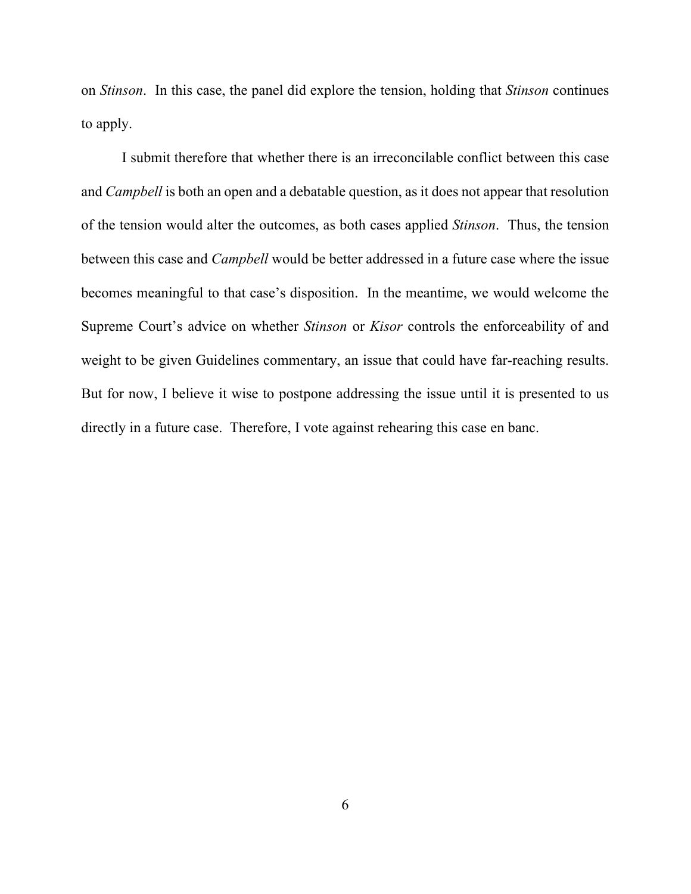on *Stinson*. In this case, the panel did explore the tension, holding that *Stinson* continues to apply.

I submit therefore that whether there is an irreconcilable conflict between this case and *Campbell* is both an open and a debatable question, as it does not appear that resolution of the tension would alter the outcomes, as both cases applied *Stinson*. Thus, the tension between this case and *Campbell* would be better addressed in a future case where the issue becomes meaningful to that case's disposition. In the meantime, we would welcome the Supreme Court's advice on whether *Stinson* or *Kisor* controls the enforceability of and weight to be given Guidelines commentary, an issue that could have far-reaching results. But for now, I believe it wise to postpone addressing the issue until it is presented to us directly in a future case. Therefore, I vote against rehearing this case en banc.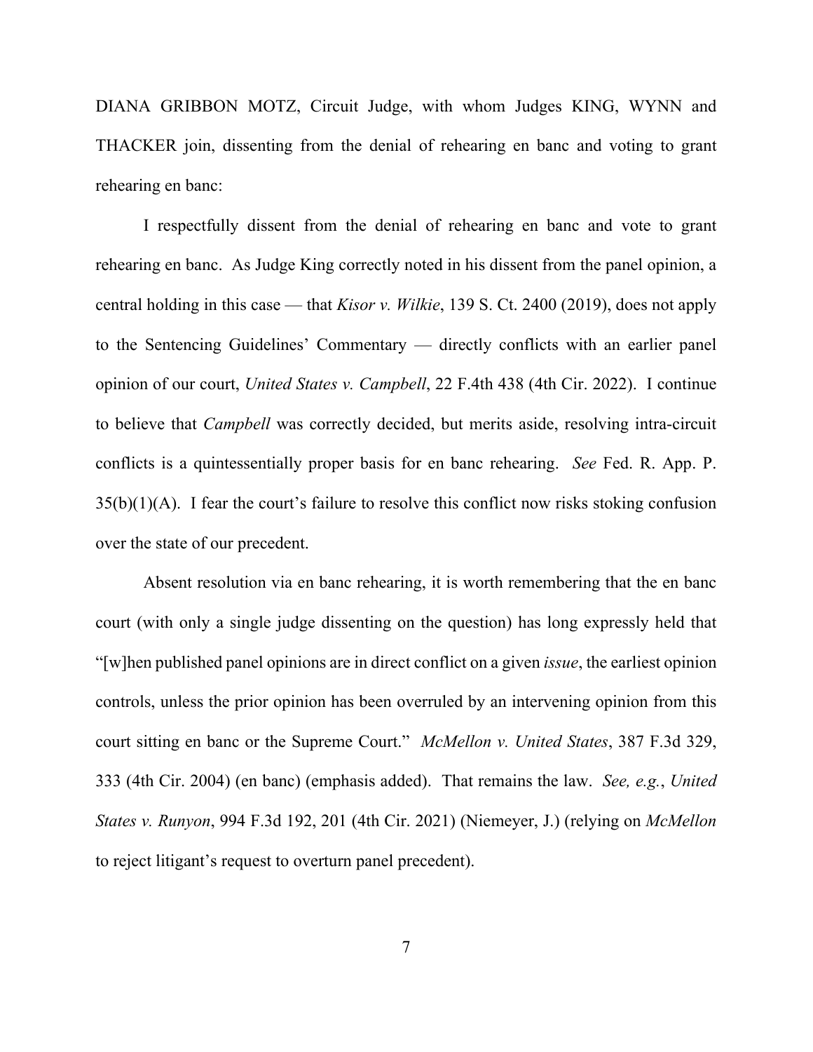DIANA GRIBBON MOTZ, Circuit Judge, with whom Judges KING, WYNN and THACKER join, dissenting from the denial of rehearing en banc and voting to grant rehearing en banc:

I respectfully dissent from the denial of rehearing en banc and vote to grant rehearing en banc. As Judge King correctly noted in his dissent from the panel opinion, a central holding in this case — that *Kisor v. Wilkie*, 139 S. Ct. 2400 (2019), does not apply to the Sentencing Guidelines' Commentary — directly conflicts with an earlier panel opinion of our court, *United States v. Campbell*, 22 F.4th 438 (4th Cir. 2022). I continue to believe that *Campbell* was correctly decided, but merits aside, resolving intra-circuit conflicts is a quintessentially proper basis for en banc rehearing. *See* Fed. R. App. P. 35(b)(1)(A). I fear the court's failure to resolve this conflict now risks stoking confusion over the state of our precedent.

Absent resolution via en banc rehearing, it is worth remembering that the en banc court (with only a single judge dissenting on the question) has long expressly held that "[w]hen published panel opinions are in direct conflict on a given *issue*, the earliest opinion controls, unless the prior opinion has been overruled by an intervening opinion from this court sitting en banc or the Supreme Court." *McMellon v. United States*, 387 F.3d 329, 333 (4th Cir. 2004) (en banc) (emphasis added). That remains the law. *See, e.g.*, *United States v. Runyon*, 994 F.3d 192, 201 (4th Cir. 2021) (Niemeyer, J.) (relying on *McMellon* to reject litigant's request to overturn panel precedent).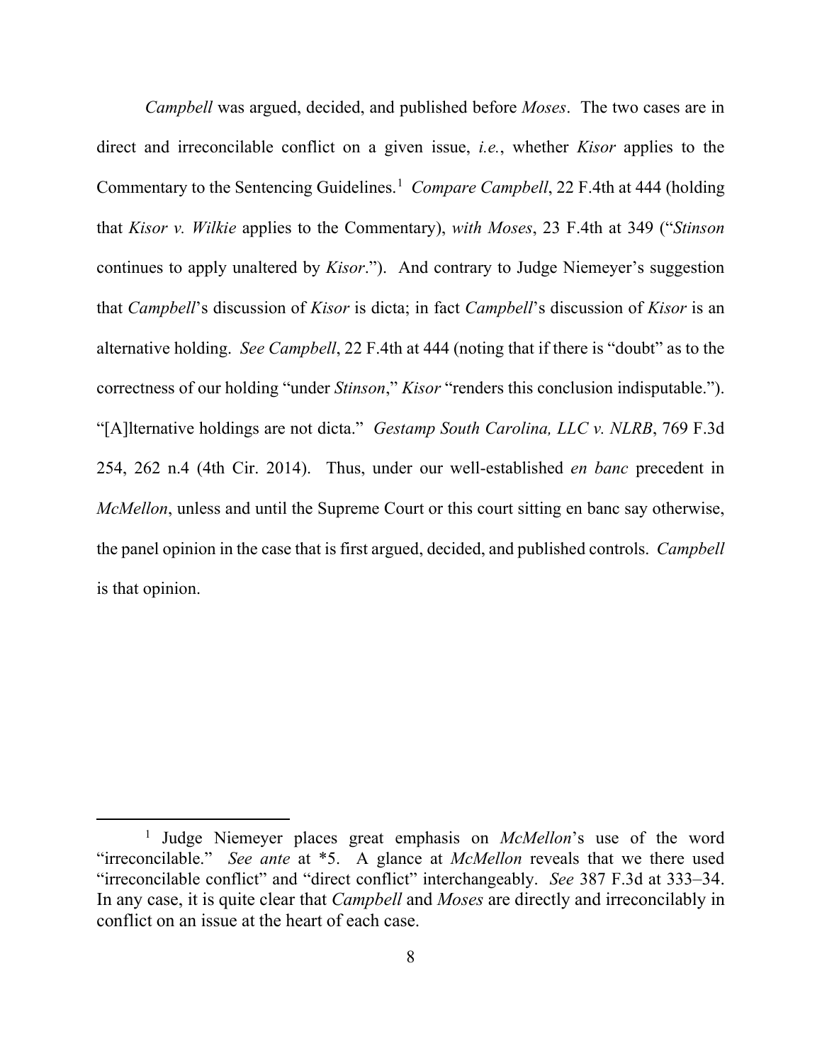*Campbell* was argued, decided, and published before *Moses*. The two cases are in direct and irreconcilable conflict on a given issue, *i.e.*, whether *Kisor* applies to the Commentary to the Sentencing Guidelines.[1] *Compare Campbell*, 22 F.4th at 444 (holding that *Kisor v. Wilkie* applies to the Commentary), *with Moses*, 23 F.4th at 349 ("*Stinson* continues to apply unaltered by *Kisor*."). And contrary to Judge Niemeyer's suggestion that *Campbell*'s discussion of *Kisor* is dicta; in fact *Campbell*'s discussion of *Kisor* is an alternative holding. *See Campbell*, 22 F.4th at 444 (noting that if there is "doubt" as to the correctness of our holding "under *Stinson*," *Kisor* "renders this conclusion indisputable."). "[A]lternative holdings are not dicta." *Gestamp South Carolina, LLC v. NLRB*, 769 F.3d 254, 262 n.4 (4th Cir. 2014). Thus, under our well-established *en banc* precedent in *McMellon*, unless and until the Supreme Court or this court sitting en banc say otherwise, the panel opinion in the case that is first argued, decided, and published controls. *Campbell* is that opinion.

[1] Judge Niemeyer places great emphasis on *McMellon*'s use of the word "irreconcilable." *See ante* at *5. A glance at *McMellon* reveals that we there used "irreconcilable conflict" and "direct conflict" interchangeably. *See* 387 F.3d at 333–34. In any case, it is quite clear that *Campbell* and *Moses* are directly and irreconcilably in conflict on an issue at the heart of each case.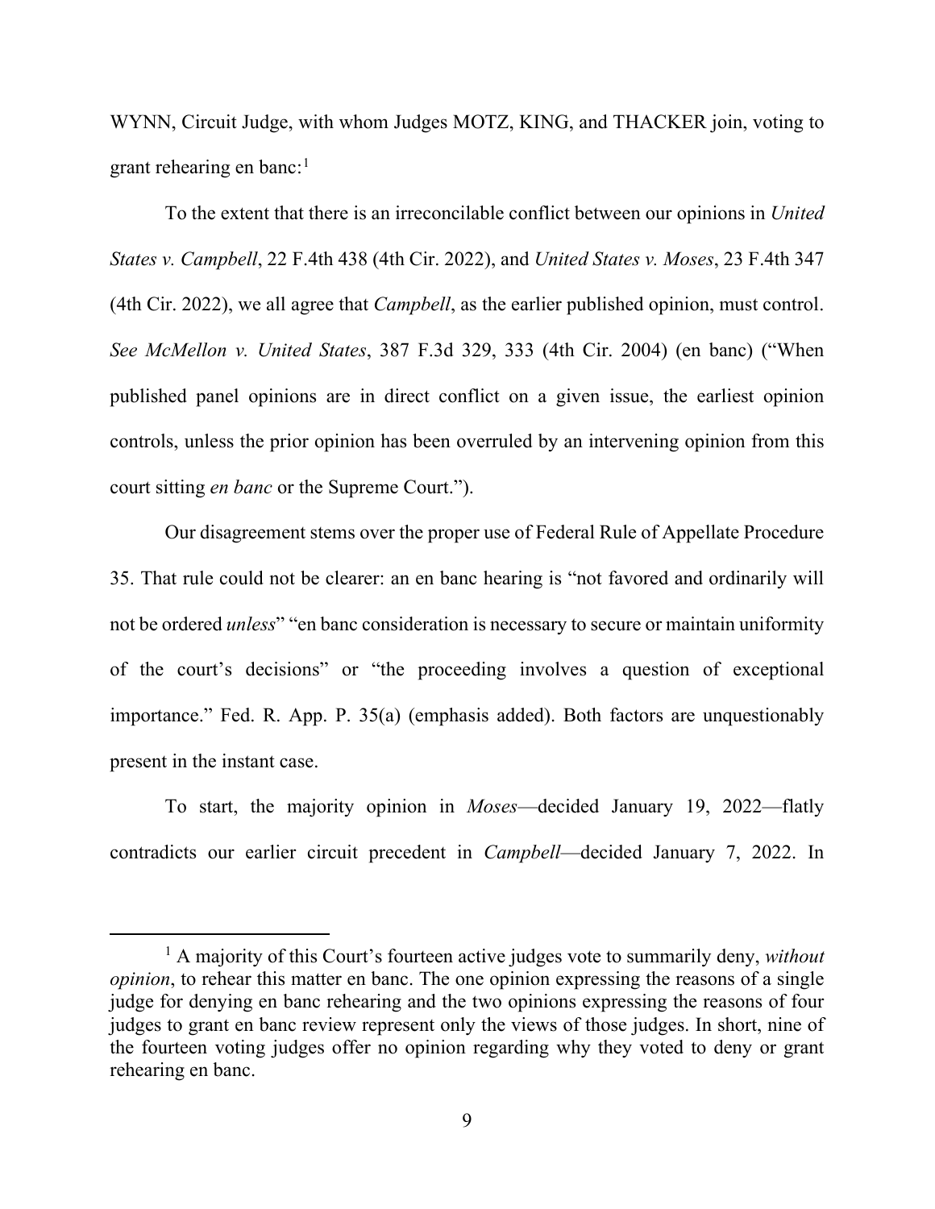WYNN, Circuit Judge, with whom Judges MOTZ, KING, and THACKER join, voting to grant rehearing en banc:[1]

To the extent that there is an irreconcilable conflict between our opinions in *United States v. Campbell*, 22 F.4th 438 (4th Cir. 2022), and *United States v. Moses*, 23 F.4th 347 (4th Cir. 2022), we all agree that *Campbell*, as the earlier published opinion, must control. *See McMellon v. United States*, 387 F.3d 329, 333 (4th Cir. 2004) (en banc) ("When published panel opinions are in direct conflict on a given issue, the earliest opinion controls, unless the prior opinion has been overruled by an intervening opinion from this court sitting *en banc* or the Supreme Court.").

Our disagreement stems over the proper use of Federal Rule of Appellate Procedure 35. That rule could not be clearer: an en banc hearing is "not favored and ordinarily will not be ordered *unless*" "en banc consideration is necessary to secure or maintain uniformity of the court's decisions" or "the proceeding involves a question of exceptional importance." Fed. R. App. P. 35(a) (emphasis added). Both factors are unquestionably present in the instant case.

To start, the majority opinion in *Moses*—decided January 19, 2022—flatly contradicts our earlier circuit precedent in *Campbell*—decided January 7, 2022. In

---

[1] A majority of this Court's fourteen active judges vote to summarily deny, *without opinion*, to rehear this matter en banc. The one opinion expressing the reasons of a single judge for denying en banc rehearing and the two opinions expressing the reasons of four judges to grant en banc review represent only the views of those judges. In short, nine of the fourteen voting judges offer no opinion regarding why they voted to deny or grant rehearing en banc.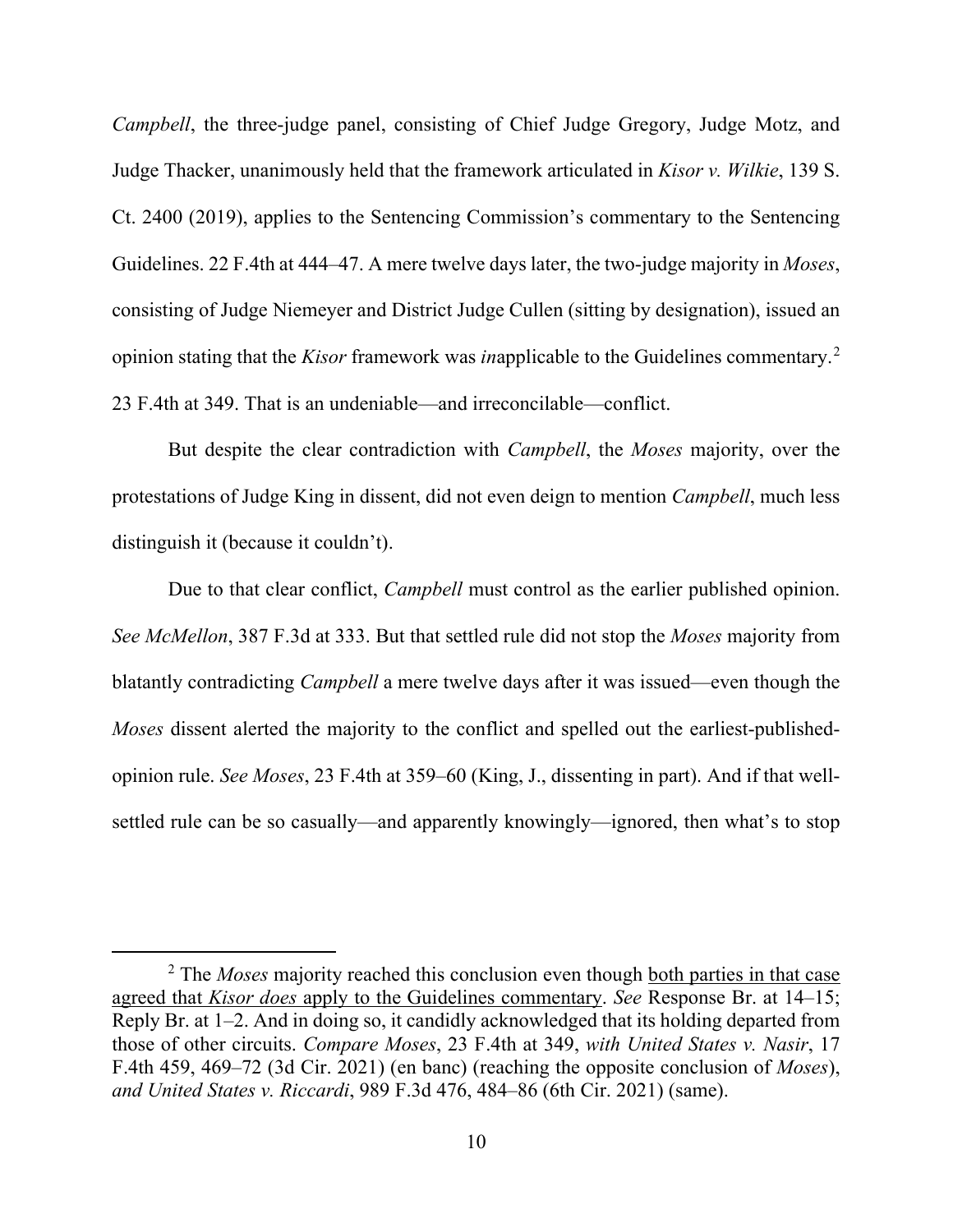*Campbell*, the three-judge panel, consisting of Chief Judge Gregory, Judge Motz, and Judge Thacker, unanimously held that the framework articulated in *Kisor v. Wilkie*, 139 S. Ct. 2400 (2019), applies to the Sentencing Commission's commentary to the Sentencing Guidelines. 22 F.4th at 444–47. A mere twelve days later, the two-judge majority in *Moses*, consisting of Judge Niemeyer and District Judge Cullen (sitting by designation), issued an opinion stating that the *Kisor* framework was *in*applicable to the Guidelines commentary.[2] 23 F.4th at 349. That is an undeniable—and irreconcilable—conflict.

But despite the clear contradiction with *Campbell*, the *Moses* majority, over the protestations of Judge King in dissent, did not even deign to mention *Campbell*, much less distinguish it (because it couldn't).

Due to that clear conflict, *Campbell* must control as the earlier published opinion. *See McMellon*, 387 F.3d at 333. But that settled rule did not stop the *Moses* majority from blatantly contradicting *Campbell* a mere twelve days after it was issued—even though the *Moses* dissent alerted the majority to the conflict and spelled out the earliest-published-opinion rule. *See Moses*, 23 F.4th at 359–60 (King, J., dissenting in part). And if that well-settled rule can be so casually—and apparently knowingly—ignored, then what's to stop

---

[2] The *Moses* majority reached this conclusion even though <u>both parties in that case agreed that *Kisor does* apply to the Guidelines commentary</u>. *See* Response Br. at 14–15; Reply Br. at 1–2. And in doing so, it candidly acknowledged that its holding departed from those of other circuits. *Compare Moses*, 23 F.4th at 349, *with United States v. Nasir*, 17 F.4th 459, 469–72 (3d Cir. 2021) (en banc) (reaching the opposite conclusion of *Moses*), *and United States v. Riccardi*, 989 F.3d 476, 484–86 (6th Cir. 2021) (same).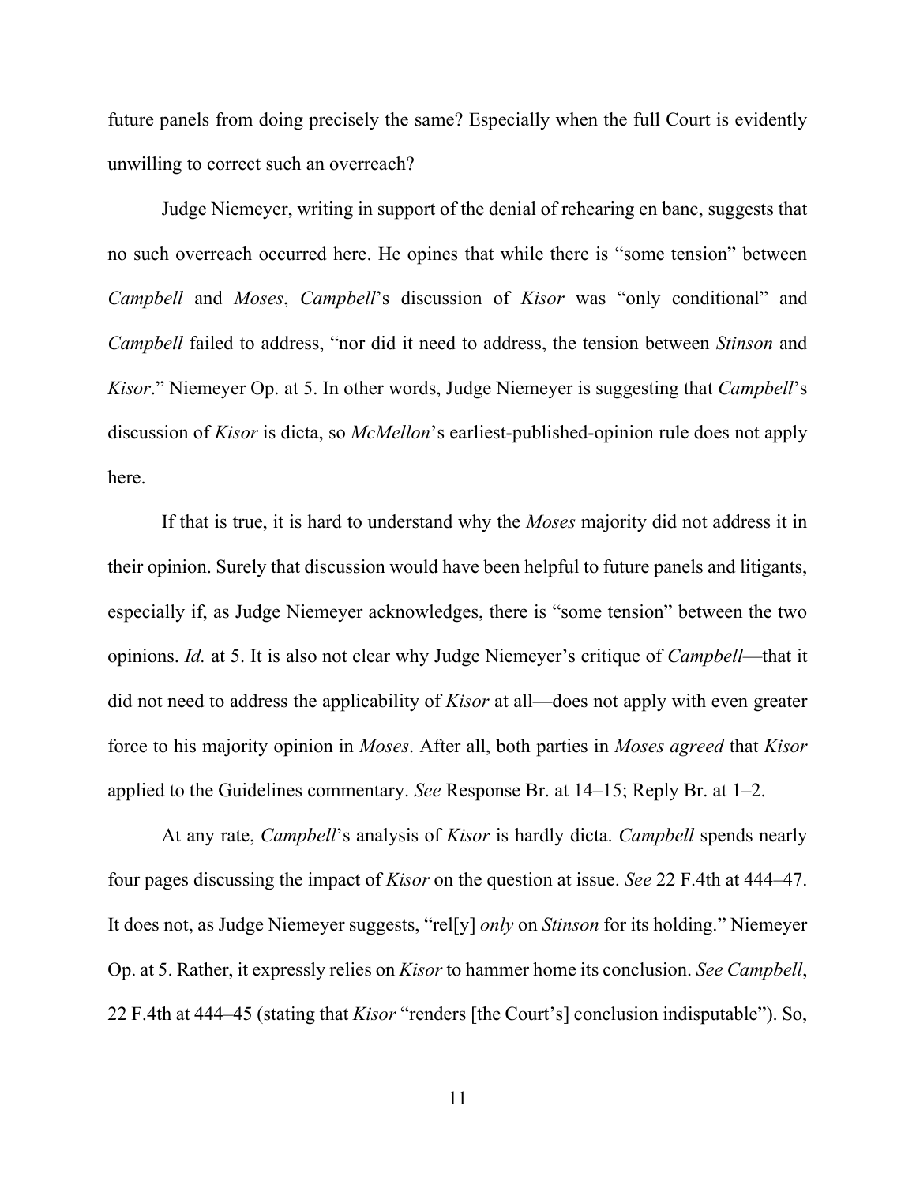future panels from doing precisely the same? Especially when the full Court is evidently unwilling to correct such an overreach?

Judge Niemeyer, writing in support of the denial of rehearing en banc, suggests that no such overreach occurred here. He opines that while there is "some tension" between *Campbell* and *Moses*, *Campbell*'s discussion of *Kisor* was "only conditional" and *Campbell* failed to address, "nor did it need to address, the tension between *Stinson* and *Kisor*." Niemeyer Op. at 5. In other words, Judge Niemeyer is suggesting that *Campbell*'s discussion of *Kisor* is dicta, so *McMellon*'s earliest-published-opinion rule does not apply here.

If that is true, it is hard to understand why the *Moses* majority did not address it in their opinion. Surely that discussion would have been helpful to future panels and litigants, especially if, as Judge Niemeyer acknowledges, there is "some tension" between the two opinions. *Id.* at 5. It is also not clear why Judge Niemeyer's critique of *Campbell*—that it did not need to address the applicability of *Kisor* at all—does not apply with even greater force to his majority opinion in *Moses*. After all, both parties in *Moses agreed* that *Kisor* applied to the Guidelines commentary. *See* Response Br. at 14–15; Reply Br. at 1–2.

At any rate, *Campbell*'s analysis of *Kisor* is hardly dicta. *Campbell* spends nearly four pages discussing the impact of *Kisor* on the question at issue. *See* 22 F.4th at 444–47. It does not, as Judge Niemeyer suggests, "rel[y] *only* on *Stinson* for its holding." Niemeyer Op. at 5. Rather, it expressly relies on *Kisor* to hammer home its conclusion. *See Campbell*, 22 F.4th at 444–45 (stating that *Kisor* "renders [the Court's] conclusion indisputable"). So,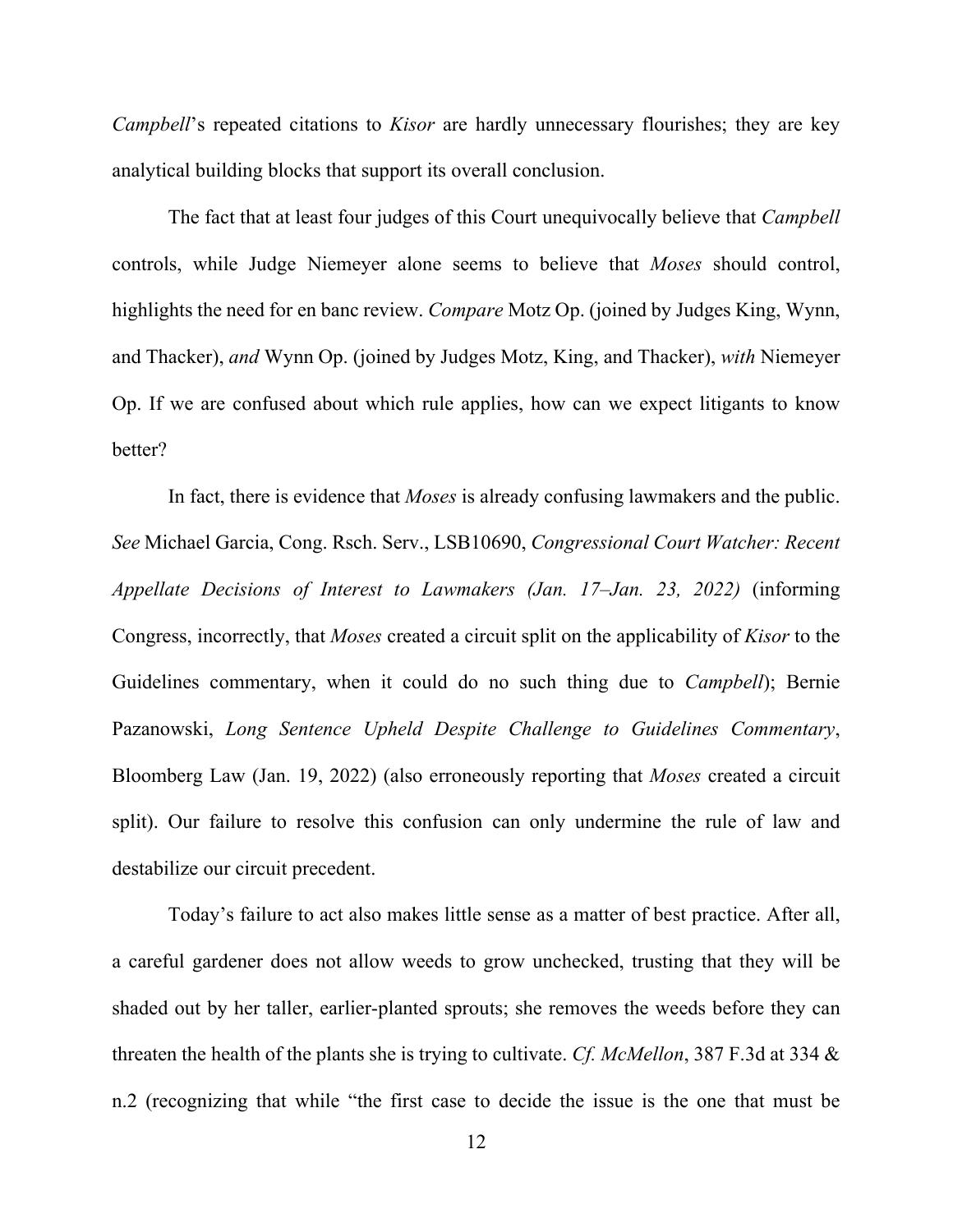*Campbell*'s repeated citations to *Kisor* are hardly unnecessary flourishes; they are key analytical building blocks that support its overall conclusion.

The fact that at least four judges of this Court unequivocally believe that *Campbell* controls, while Judge Niemeyer alone seems to believe that *Moses* should control, highlights the need for en banc review. *Compare* Motz Op. (joined by Judges King, Wynn, and Thacker), *and* Wynn Op. (joined by Judges Motz, King, and Thacker), *with* Niemeyer Op. If we are confused about which rule applies, how can we expect litigants to know better?

In fact, there is evidence that *Moses* is already confusing lawmakers and the public. *See* Michael Garcia, Cong. Rsch. Serv., LSB10690, *Congressional Court Watcher: Recent Appellate Decisions of Interest to Lawmakers (Jan. 17–Jan. 23, 2022)* (informing Congress, incorrectly, that *Moses* created a circuit split on the applicability of *Kisor* to the Guidelines commentary, when it could do no such thing due to *Campbell*); Bernie Pazanowski, *Long Sentence Upheld Despite Challenge to Guidelines Commentary*, Bloomberg Law (Jan. 19, 2022) (also erroneously reporting that *Moses* created a circuit split). Our failure to resolve this confusion can only undermine the rule of law and destabilize our circuit precedent.

Today's failure to act also makes little sense as a matter of best practice. After all, a careful gardener does not allow weeds to grow unchecked, trusting that they will be shaded out by her taller, earlier-planted sprouts; she removes the weeds before they can threaten the health of the plants she is trying to cultivate. *Cf. McMellon*, 387 F.3d at 334 & n.2 (recognizing that while "the first case to decide the issue is the one that must be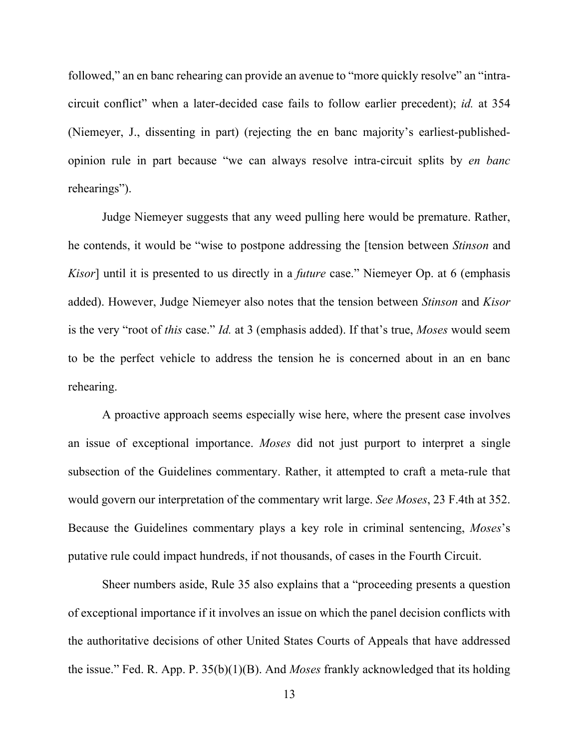followed," an en banc rehearing can provide an avenue to "more quickly resolve" an "intra-circuit conflict" when a later-decided case fails to follow earlier precedent); *id.* at 354 (Niemeyer, J., dissenting in part) (rejecting the en banc majority's earliest-published-opinion rule in part because "we can always resolve intra-circuit splits by *en banc* rehearings").

Judge Niemeyer suggests that any weed pulling here would be premature. Rather, he contends, it would be "wise to postpone addressing the [tension between *Stinson* and *Kisor*] until it is presented to us directly in a *future* case." Niemeyer Op. at 6 (emphasis added). However, Judge Niemeyer also notes that the tension between *Stinson* and *Kisor* is the very "root of *this* case." *Id.* at 3 (emphasis added). If that's true, *Moses* would seem to be the perfect vehicle to address the tension he is concerned about in an en banc rehearing.

A proactive approach seems especially wise here, where the present case involves an issue of exceptional importance. *Moses* did not just purport to interpret a single subsection of the Guidelines commentary. Rather, it attempted to craft a meta-rule that would govern our interpretation of the commentary writ large. *See Moses*, 23 F.4th at 352. Because the Guidelines commentary plays a key role in criminal sentencing, *Moses*'s putative rule could impact hundreds, if not thousands, of cases in the Fourth Circuit.

Sheer numbers aside, Rule 35 also explains that a "proceeding presents a question of exceptional importance if it involves an issue on which the panel decision conflicts with the authoritative decisions of other United States Courts of Appeals that have addressed the issue." Fed. R. App. P. 35(b)(1)(B). And *Moses* frankly acknowledged that its holding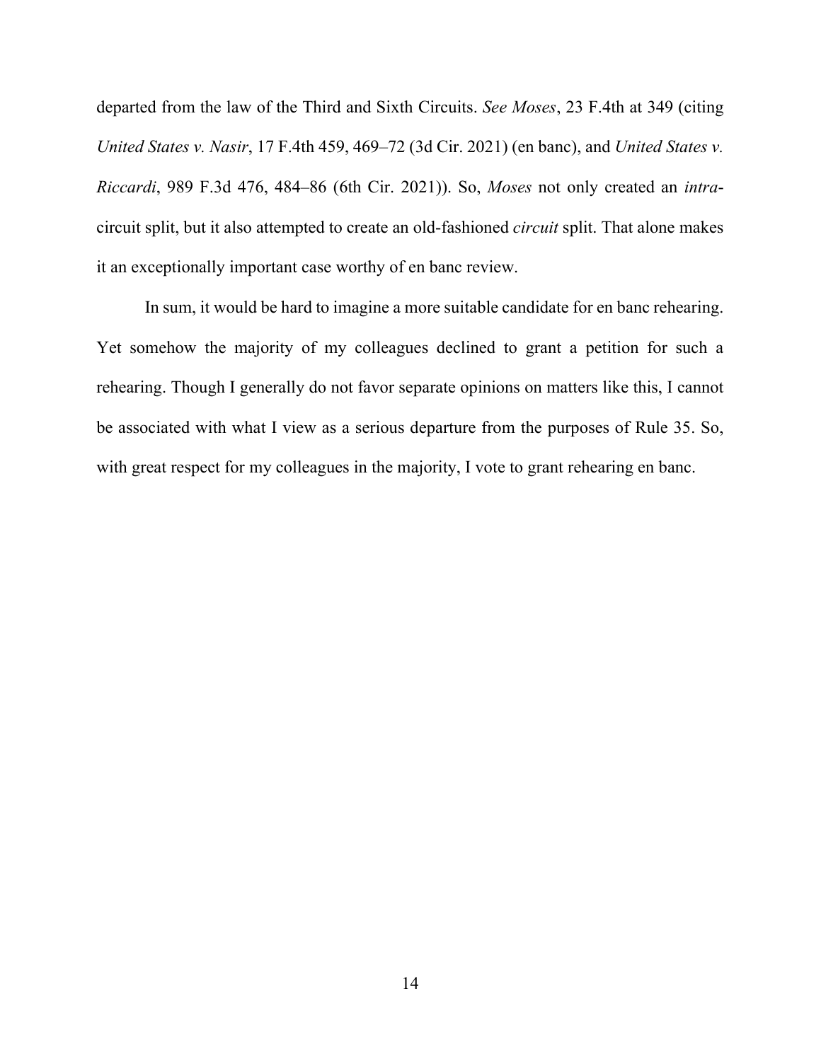departed from the law of the Third and Sixth Circuits. *See Moses*, 23 F.4th at 349 (citing *United States v. Nasir*, 17 F.4th 459, 469–72 (3d Cir. 2021) (en banc), and *United States v. Riccardi*, 989 F.3d 476, 484–86 (6th Cir. 2021)). So, *Moses* not only created an *intra*-circuit split, but it also attempted to create an old-fashioned *circuit* split. That alone makes it an exceptionally important case worthy of en banc review.

In sum, it would be hard to imagine a more suitable candidate for en banc rehearing. Yet somehow the majority of my colleagues declined to grant a petition for such a rehearing. Though I generally do not favor separate opinions on matters like this, I cannot be associated with what I view as a serious departure from the purposes of Rule 35. So, with great respect for my colleagues in the majority, I vote to grant rehearing en banc.